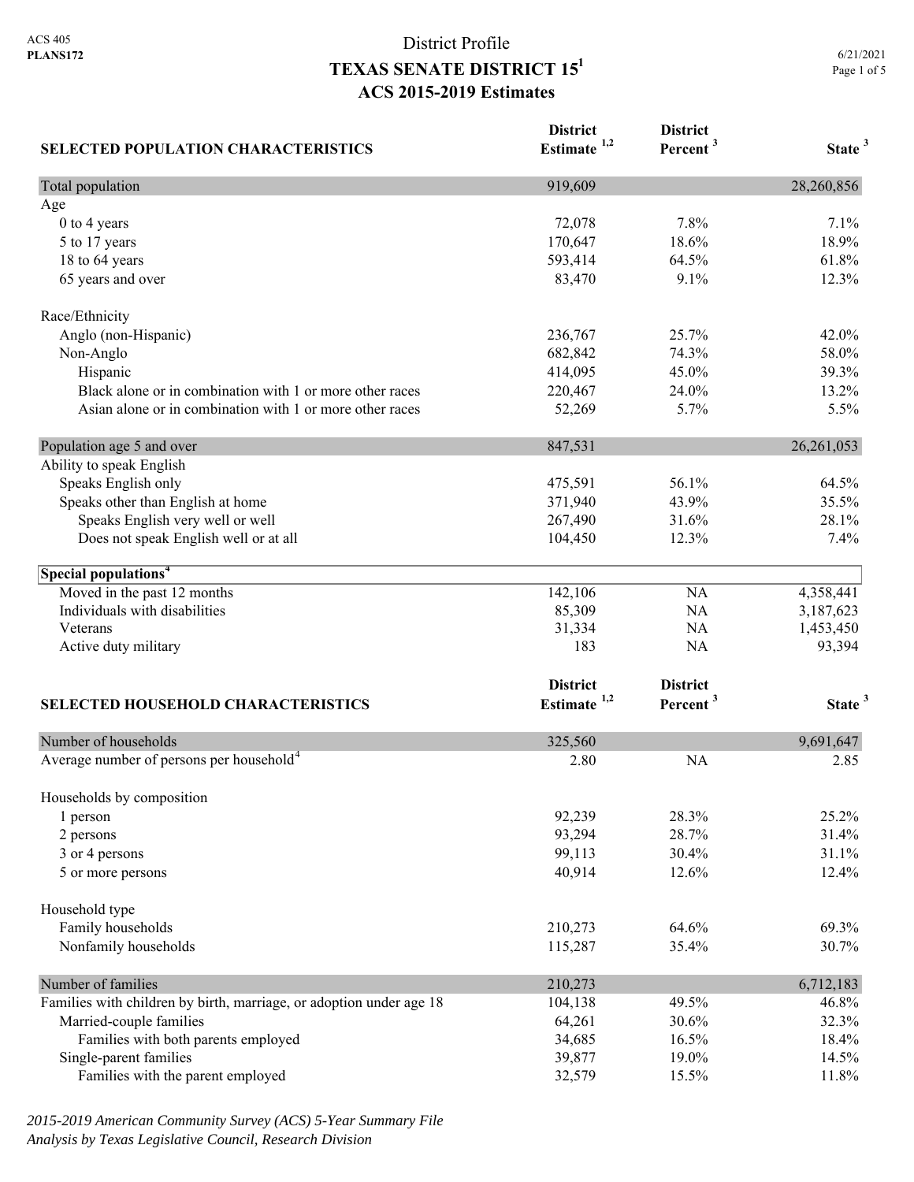ACS 405
**PLANS172**

# District Profile
# TEXAS SENATE DISTRICT 15[1]
## ACS 2015-2019 Estimates

6/21/2021

| SELECTED POPULATION CHARACTERISTICS | District Estimate [1,2] | District Percent [3] | State [3] |
|---|---|---|---|
| Total population | 919,609 | | 28,260,856 |
| Age | | | |
| 0 to 4 years | 72,078 | 7.8% | 7.1% |
| 5 to 17 years | 170,647 | 18.6% | 18.9% |
| 18 to 64 years | 593,414 | 64.5% | 61.8% |
| 65 years and over | 83,470 | 9.1% | 12.3% |
| Race/Ethnicity | | | |
| Anglo (non-Hispanic) | 236,767 | 25.7% | 42.0% |
| Non-Anglo | 682,842 | 74.3% | 58.0% |
| Hispanic | 414,095 | 45.0% | 39.3% |
| Black alone or in combination with 1 or more other races | 220,467 | 24.0% | 13.2% |
| Asian alone or in combination with 1 or more other races | 52,269 | 5.7% | 5.5% |
| Population age 5 and over | 847,531 | | 26,261,053 |
| Ability to speak English | | | |
| Speaks English only | 475,591 | 56.1% | 64.5% |
| Speaks other than English at home | 371,940 | 43.9% | 35.5% |
| Speaks English very well or well | 267,490 | 31.6% | 28.1% |
| Does not speak English well or at all | 104,450 | 12.3% | 7.4% |
| **Special populations[4]** | | | |
| Moved in the past 12 months | 142,106 | NA | 4,358,441 |
| Individuals with disabilities | 85,309 | NA | 3,187,623 |
| Veterans | 31,334 | NA | 1,453,450 |
| Active duty military | 183 | NA | 93,394 |

| SELECTED HOUSEHOLD CHARACTERISTICS | District Estimate [1,2] | District Percent [3] | State [3] |
|---|---|---|---|
| Number of households | 325,560 | | 9,691,647 |
| Average number of persons per household[4] | 2.80 | NA | 2.85 |
| Households by composition | | | |
| 1 person | 92,239 | 28.3% | 25.2% |
| 2 persons | 93,294 | 28.7% | 31.4% |
| 3 or 4 persons | 99,113 | 30.4% | 31.1% |
| 5 or more persons | 40,914 | 12.6% | 12.4% |
| Household type | | | |
| Family households | 210,273 | 64.6% | 69.3% |
| Nonfamily households | 115,287 | 35.4% | 30.7% |
| Number of families | 210,273 | | 6,712,183 |
| Families with children by birth, marriage, or adoption under age 18 | 104,138 | 49.5% | 46.8% |
| Married-couple families | 64,261 | 30.6% | 32.3% |
| Families with both parents employed | 34,685 | 16.5% | 18.4% |
| Single-parent families | 39,877 | 19.0% | 14.5% |
| Families with the parent employed | 32,579 | 15.5% | 11.8% |

*2015-2019 American Community Survey (ACS) 5-Year Summary File*
*Analysis by Texas Legislative Council, Research Division*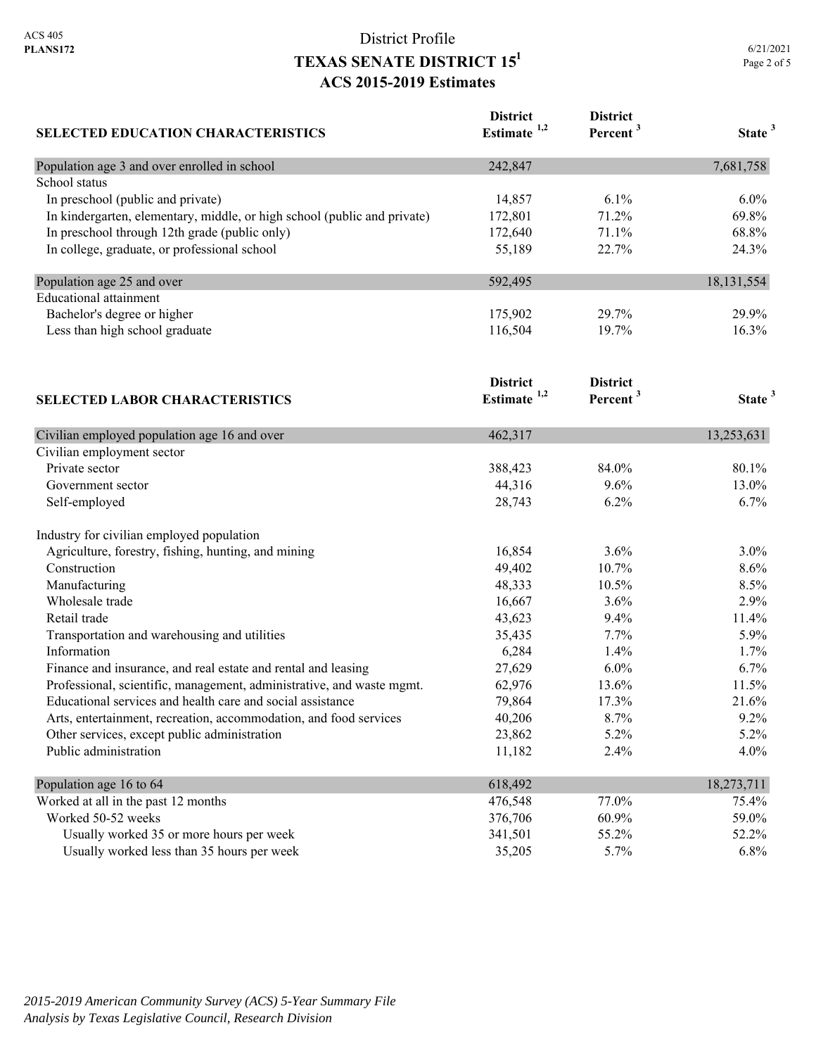ACS 405
**PLANS172**

# District Profile
## TEXAS SENATE DISTRICT 15[1]
## ACS 2015-2019 Estimates

6/21/2021

| SELECTED EDUCATION CHARACTERISTICS | District Estimate [1,2] | District Percent [3] | State [3] |
|---|---|---|---|
| Population age 3 and over enrolled in school | 242,847 | | 7,681,758 |
| School status | | | |
| In preschool (public and private) | 14,857 | 6.1% | 6.0% |
| In kindergarten, elementary, middle, or high school (public and private) | 172,801 | 71.2% | 69.8% |
| In preschool through 12th grade (public only) | 172,640 | 71.1% | 68.8% |
| In college, graduate, or professional school | 55,189 | 22.7% | 24.3% |
| Population age 25 and over | 592,495 | | 18,131,554 |
| Educational attainment | | | |
| Bachelor's degree or higher | 175,902 | 29.7% | 29.9% |
| Less than high school graduate | 116,504 | 19.7% | 16.3% |

| SELECTED LABOR CHARACTERISTICS | District Estimate [1,2] | District Percent [3] | State [3] |
|---|---|---|---|
| Civilian employed population age 16 and over | 462,317 | | 13,253,631 |
| Civilian employment sector | | | |
| Private sector | 388,423 | 84.0% | 80.1% |
| Government sector | 44,316 | 9.6% | 13.0% |
| Self-employed | 28,743 | 6.2% | 6.7% |
| Industry for civilian employed population | | | |
| Agriculture, forestry, fishing, hunting, and mining | 16,854 | 3.6% | 3.0% |
| Construction | 49,402 | 10.7% | 8.6% |
| Manufacturing | 48,333 | 10.5% | 8.5% |
| Wholesale trade | 16,667 | 3.6% | 2.9% |
| Retail trade | 43,623 | 9.4% | 11.4% |
| Transportation and warehousing and utilities | 35,435 | 7.7% | 5.9% |
| Information | 6,284 | 1.4% | 1.7% |
| Finance and insurance, and real estate and rental and leasing | 27,629 | 6.0% | 6.7% |
| Professional, scientific, management, administrative, and waste mgmt. | 62,976 | 13.6% | 11.5% |
| Educational services and health care and social assistance | 79,864 | 17.3% | 21.6% |
| Arts, entertainment, recreation, accommodation, and food services | 40,206 | 8.7% | 9.2% |
| Other services, except public administration | 23,862 | 5.2% | 5.2% |
| Public administration | 11,182 | 2.4% | 4.0% |
| Population age 16 to 64 | 618,492 | | 18,273,711 |
| Worked at all in the past 12 months | 476,548 | 77.0% | 75.4% |
| Worked 50-52 weeks | 376,706 | 60.9% | 59.0% |
| Usually worked 35 or more hours per week | 341,501 | 55.2% | 52.2% |
| Usually worked less than 35 hours per week | 35,205 | 5.7% | 6.8% |

*2015-2019 American Community Survey (ACS) 5-Year Summary File*
*Analysis by Texas Legislative Council, Research Division*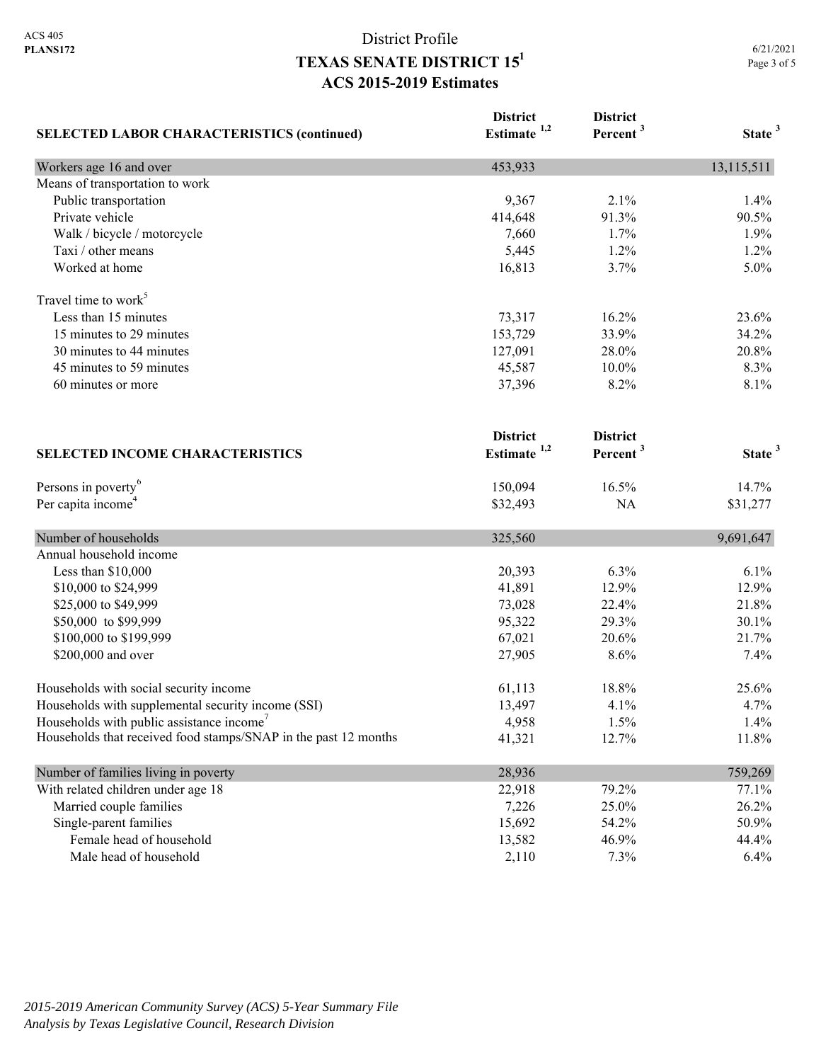# District Profile

## TEXAS SENATE DISTRICT 15[1]

## ACS 2015-2019 Estimates

| SELECTED LABOR CHARACTERISTICS (continued) | District Estimate [1,2] | District Percent [3] | State [3] |
|---|---|---|---|
| Workers age 16 and over | 453,933 | | 13,115,511 |
| Means of transportation to work | | | |
| Public transportation | 9,367 | 2.1% | 1.4% |
| Private vehicle | 414,648 | 91.3% | 90.5% |
| Walk / bicycle / motorcycle | 7,660 | 1.7% | 1.9% |
| Taxi / other means | 5,445 | 1.2% | 1.2% |
| Worked at home | 16,813 | 3.7% | 5.0% |
| Travel time to work[5] | | | |
| Less than 15 minutes | 73,317 | 16.2% | 23.6% |
| 15 minutes to 29 minutes | 153,729 | 33.9% | 34.2% |
| 30 minutes to 44 minutes | 127,091 | 28.0% | 20.8% |
| 45 minutes to 59 minutes | 45,587 | 10.0% | 8.3% |
| 60 minutes or more | 37,396 | 8.2% | 8.1% |

| SELECTED INCOME CHARACTERISTICS | District Estimate [1,2] | District Percent [3] | State [3] |
|---|---|---|---|
| Persons in poverty[6] | 150,094 | 16.5% | 14.7% |
| Per capita income[4] | $32,493 | NA | $31,277 |
| Number of households | 325,560 | | 9,691,647 |
| Annual household income | | | |
| Less than $10,000 | 20,393 | 6.3% | 6.1% |
| $10,000 to $24,999 | 41,891 | 12.9% | 12.9% |
| $25,000 to $49,999 | 73,028 | 22.4% | 21.8% |
| $50,000 to $99,999 | 95,322 | 29.3% | 30.1% |
| $100,000 to $199,999 | 67,021 | 20.6% | 21.7% |
| $200,000 and over | 27,905 | 8.6% | 7.4% |
| Households with social security income | 61,113 | 18.8% | 25.6% |
| Households with supplemental security income (SSI) | 13,497 | 4.1% | 4.7% |
| Households with public assistance income[7] | 4,958 | 1.5% | 1.4% |
| Households that received food stamps/SNAP in the past 12 months | 41,321 | 12.7% | 11.8% |
| Number of families living in poverty | 28,936 | | 759,269 |
| With related children under age 18 | 22,918 | 79.2% | 77.1% |
| Married couple families | 7,226 | 25.0% | 26.2% |
| Single-parent families | 15,692 | 54.2% | 50.9% |
| Female head of household | 13,582 | 46.9% | 44.4% |
| Male head of household | 2,110 | 7.3% | 6.4% |

*2015-2019 American Community Survey (ACS) 5-Year Summary File*
*Analysis by Texas Legislative Council, Research Division*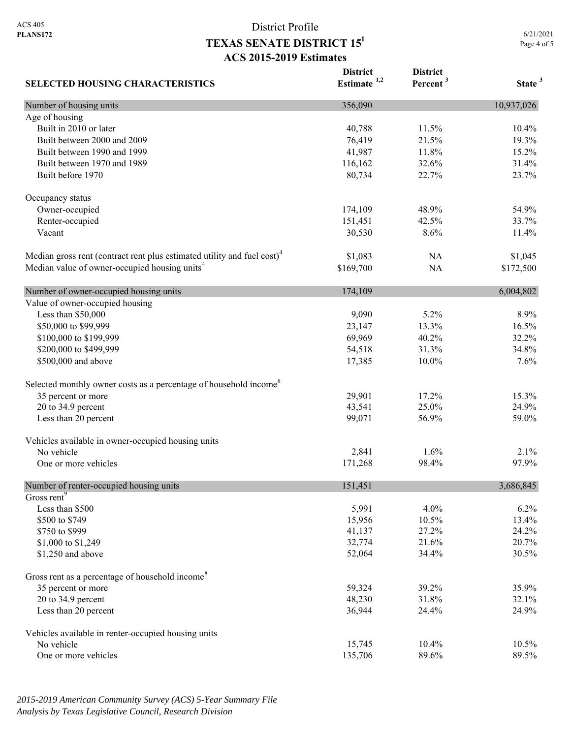ACS 405
**PLANS172**

# District Profile
## TEXAS SENATE DISTRICT 15[1]
### ACS 2015-2019 Estimates

6/21/2021

| SELECTED HOUSING CHARACTERISTICS | District Estimate [1,2] | District Percent [3] | State [3] |
|---|---|---|---|
| **Number of housing units** | 356,090 | | 10,937,026 |
| Age of housing | | | |
| Built in 2010 or later | 40,788 | 11.5% | 10.4% |
| Built between 2000 and 2009 | 76,419 | 21.5% | 19.3% |
| Built between 1990 and 1999 | 41,987 | 11.8% | 15.2% |
| Built between 1970 and 1989 | 116,162 | 32.6% | 31.4% |
| Built before 1970 | 80,734 | 22.7% | 23.7% |
| Occupancy status | | | |
| Owner-occupied | 174,109 | 48.9% | 54.9% |
| Renter-occupied | 151,451 | 42.5% | 33.7% |
| Vacant | 30,530 | 8.6% | 11.4% |
| Median gross rent (contract rent plus estimated utility and fuel cost)[4] | $1,083 | NA | $1,045 |
| Median value of owner-occupied housing units[4] | $169,700 | NA | $172,500 |
| **Number of owner-occupied housing units** | 174,109 | | 6,004,802 |
| Value of owner-occupied housing | | | |
| Less than $50,000 | 9,090 | 5.2% | 8.9% |
| $50,000 to $99,999 | 23,147 | 13.3% | 16.5% |
| $100,000 to $199,999 | 69,969 | 40.2% | 32.2% |
| $200,000 to $499,999 | 54,518 | 31.3% | 34.8% |
| $500,000 and above | 17,385 | 10.0% | 7.6% |
| Selected monthly owner costs as a percentage of household income[8] | | | |
| 35 percent or more | 29,901 | 17.2% | 15.3% |
| 20 to 34.9 percent | 43,541 | 25.0% | 24.9% |
| Less than 20 percent | 99,071 | 56.9% | 59.0% |
| Vehicles available in owner-occupied housing units | | | |
| No vehicle | 2,841 | 1.6% | 2.1% |
| One or more vehicles | 171,268 | 98.4% | 97.9% |
| **Number of renter-occupied housing units** | 151,451 | | 3,686,845 |
| Gross rent[9] | | | |
| Less than $500 | 5,991 | 4.0% | 6.2% |
| $500 to $749 | 15,956 | 10.5% | 13.4% |
| $750 to $999 | 41,137 | 27.2% | 24.2% |
| $1,000 to $1,249 | 32,774 | 21.6% | 20.7% |
| $1,250 and above | 52,064 | 34.4% | 30.5% |
| Gross rent as a percentage of household income[8] | | | |
| 35 percent or more | 59,324 | 39.2% | 35.9% |
| 20 to 34.9 percent | 48,230 | 31.8% | 32.1% |
| Less than 20 percent | 36,944 | 24.4% | 24.9% |
| Vehicles available in renter-occupied housing units | | | |
| No vehicle | 15,745 | 10.4% | 10.5% |
| One or more vehicles | 135,706 | 89.6% | 89.5% |

*2015-2019 American Community Survey (ACS) 5-Year Summary File*
*Analysis by Texas Legislative Council, Research Division*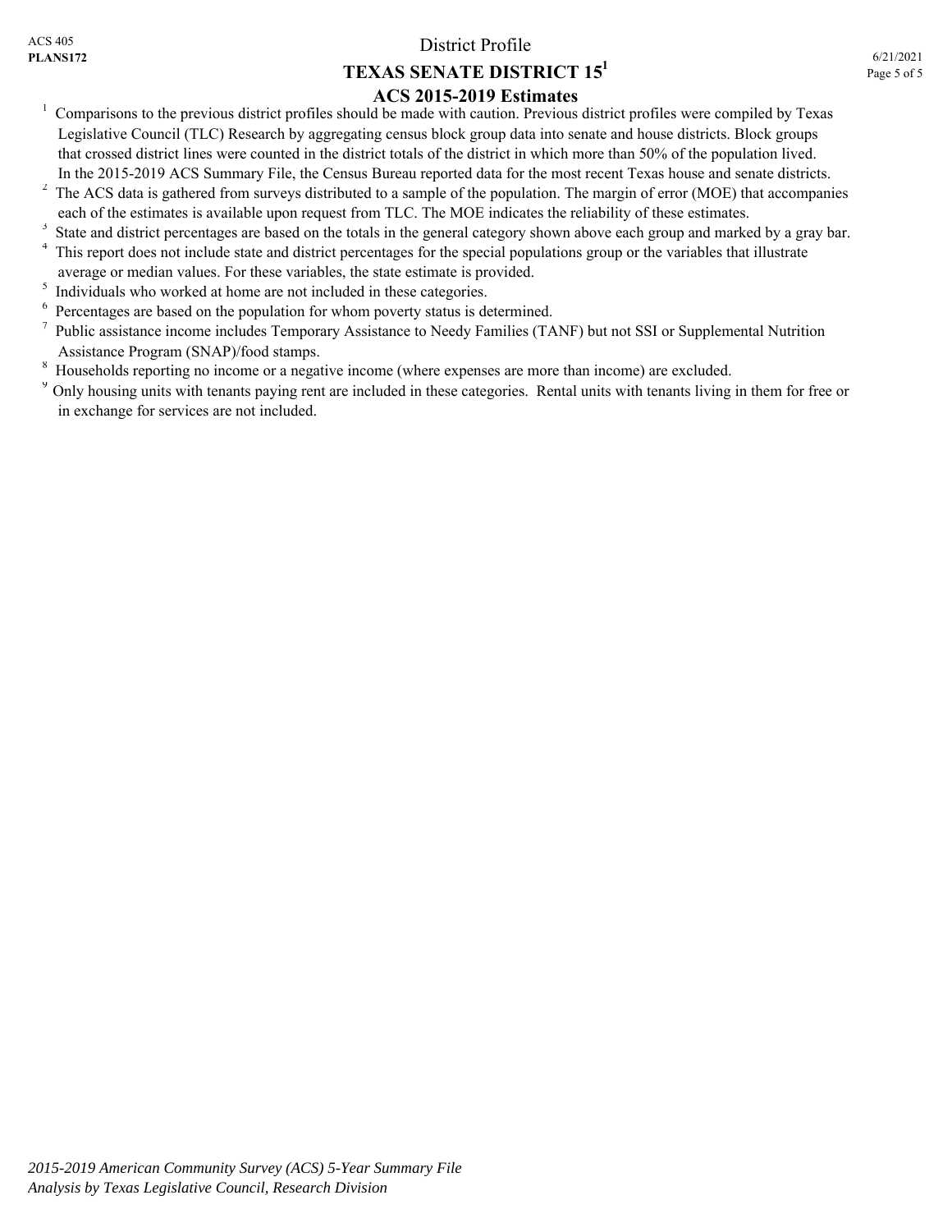District Profile

# TEXAS SENATE DISTRICT 15[1]

## ACS 2015-2019 Estimates

[1] Comparisons to the previous district profiles should be made with caution. Previous district profiles were compiled by Texas Legislative Council (TLC) Research by aggregating census block group data into senate and house districts. Block groups that crossed district lines were counted in the district totals of the district in which more than 50% of the population lived. In the 2015-2019 ACS Summary File, the Census Bureau reported data for the most recent Texas house and senate districts.

[2] The ACS data is gathered from surveys distributed to a sample of the population. The margin of error (MOE) that accompanies each of the estimates is available upon request from TLC. The MOE indicates the reliability of these estimates.

[3] State and district percentages are based on the totals in the general category shown above each group and marked by a gray bar.

[4] This report does not include state and district percentages for the special populations group or the variables that illustrate average or median values. For these variables, the state estimate is provided.

[5] Individuals who worked at home are not included in these categories.

[6] Percentages are based on the population for whom poverty status is determined.

[7] Public assistance income includes Temporary Assistance to Needy Families (TANF) but not SSI or Supplemental Nutrition Assistance Program (SNAP)/food stamps.

[8] Households reporting no income or a negative income (where expenses are more than income) are excluded.

[9] Only housing units with tenants paying rent are included in these categories. Rental units with tenants living in them for free or in exchange for services are not included.

*2015-2019 American Community Survey (ACS) 5-Year Summary File*
*Analysis by Texas Legislative Council, Research Division*